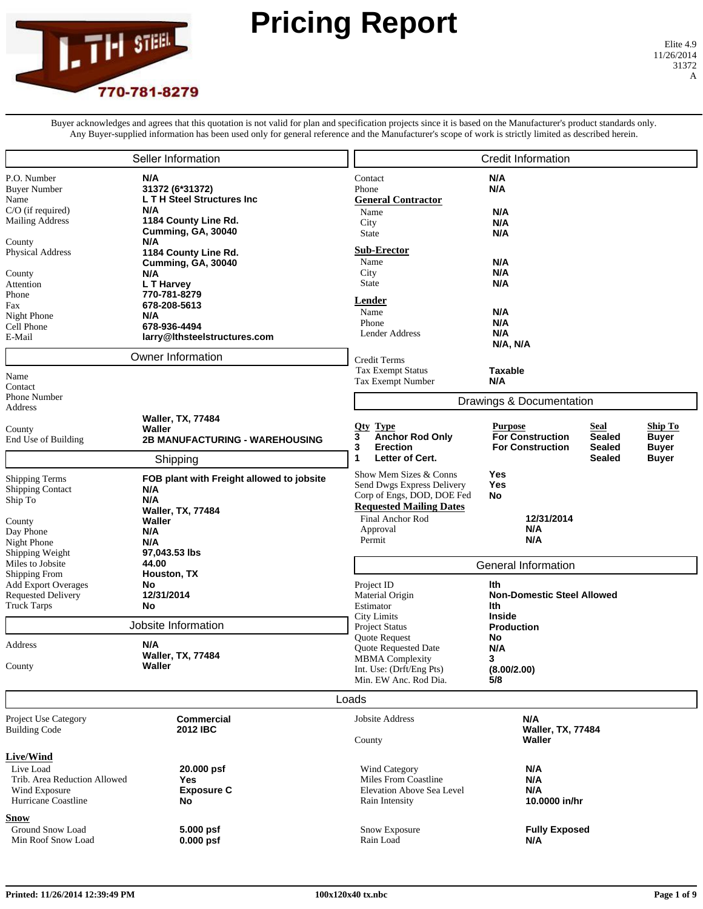# Pricing Report

L.T.H STEEL 770-781-8279

Elite 4.9
11/26/2014
31372
A

Buyer acknowledges and agrees that this quotation is not valid for plan and specification projects since it is based on the Manufacturer's product standards only. Any Buyer-supplied information has been used only for general reference and the Manufacturer's scope of work is strictly limited as described herein.

## Seller Information

| | |
|---|---|
| P.O. Number | **N/A** |
| Buyer Number | **31372 (6*31372)** |
| Name | **L T H Steel Structures Inc** |
| C/O (if required) | **N/A** |
| Mailing Address | **1184 County Line Rd. Cumming, GA, 30040** |
| County | **N/A** |
| Physical Address | **1184 County Line Rd. Cumming, GA, 30040** |
| County | **N/A** |
| Attention | **L T Harvey** |
| Phone | **770-781-8279** |
| Fax | **678-208-5613** |
| Night Phone | **N/A** |
| Cell Phone | **678-936-4494** |
| E-Mail | **larry@lthsteelstructures.com** |

## Owner Information

| | |
|---|---|
| Name | |
| Contact | |
| Phone Number | |
| Address | **Waller, TX, 77484** |
| County | **Waller** |
| End Use of Building | **2B MANUFACTURING - WAREHOUSING** |

## Shipping

| | |
|---|---|
| Shipping Terms | **FOB plant with Freight allowed to jobsite** |
| Shipping Contact | **N/A** |
| Ship To | **N/A Waller, TX, 77484** |
| County | **Waller** |
| Day Phone | **N/A** |
| Night Phone | **N/A** |
| Shipping Weight | **97,043.53 lbs** |
| Miles to Jobsite | **44.00** |
| Shipping From | **Houston, TX** |
| Add Export Overages | **No** |
| Requested Delivery | **12/31/2014** |
| Truck Tarps | **No** |

## Jobsite Information

| | |
|---|---|
| Address | **N/A Waller, TX, 77484** |
| County | **Waller** |

## Credit Information

| | |
|---|---|
| Contact | **N/A** |
| Phone | **N/A** |

**General Contractor**

| | |
|---|---|
| Name | **N/A** |
| City | **N/A** |
| State | **N/A** |

**Sub-Erector**

| | |
|---|---|
| Name | **N/A** |
| City | **N/A** |
| State | **N/A** |

**Lender**

| | |
|---|---|
| Name | **N/A** |
| Phone | **N/A** |
| Lender Address | **N/A N/A, N/A** |

| | |
|---|---|
| Credit Terms | |
| Tax Exempt Status | **Taxable** |
| Tax Exempt Number | **N/A** |

## Drawings & Documentation

| Qty | Type | Purpose | Seal | Ship To |
|---|---|---|---|---|
| 3 | Anchor Rod Only | For Construction | Sealed | Buyer |
| 3 | Erection | For Construction | Sealed | Buyer |
| 1 | Letter of Cert. | | Sealed | Buyer |

| | |
|---|---|
| Show Mem Sizes & Conns | **Yes** |
| Send Dwgs Express Delivery | **Yes** |
| Corp of Engs, DOD, DOE Fed | **No** |

**Requested Mailing Dates**

| | |
|---|---|
| Final Anchor Rod | **12/31/2014** |
| Approval | **N/A** |
| Permit | **N/A** |

## General Information

| | |
|---|---|
| Project ID | **lth** |
| Material Origin | **Non-Domestic Steel Allowed** |
| Estimator | **lth** |
| City Limits | **Inside** |
| Project Status | **Production** |
| Quote Request | **No** |
| Quote Requested Date | **N/A** |
| MBMA Complexity | **3** |
| Int. Use: (Drft/Eng Pts) | **(8.00/2.00)** |
| Min. EW Anc. Rod Dia. | **5/8** |

## Loads

| | |
|---|---|
| Project Use Category | **Commercial** |
| Building Code | **2012 IBC** |
| Jobsite Address | **N/A Waller, TX, 77484** |
| County | **Waller** |

**Live/Wind**

| | | | |
|---|---|---|---|
| Live Load | **20.000 psf** | Wind Category | **N/A** |
| Trib. Area Reduction Allowed | **Yes** | Miles From Coastline | **N/A** |
| Wind Exposure | **Exposure C** | Elevation Above Sea Level | **N/A** |
| Hurricane Coastline | **No** | Rain Intensity | **10.0000 in/hr** |

**Snow**

| | | | |
|---|---|---|---|
| Ground Snow Load | **5.000 psf** | Snow Exposure | **Fully Exposed** |
| Min Roof Snow Load | **0.000 psf** | Rain Load | **N/A** |

Printed: 11/26/2014 12:39:49 PM — 100x120x40 tx.nbc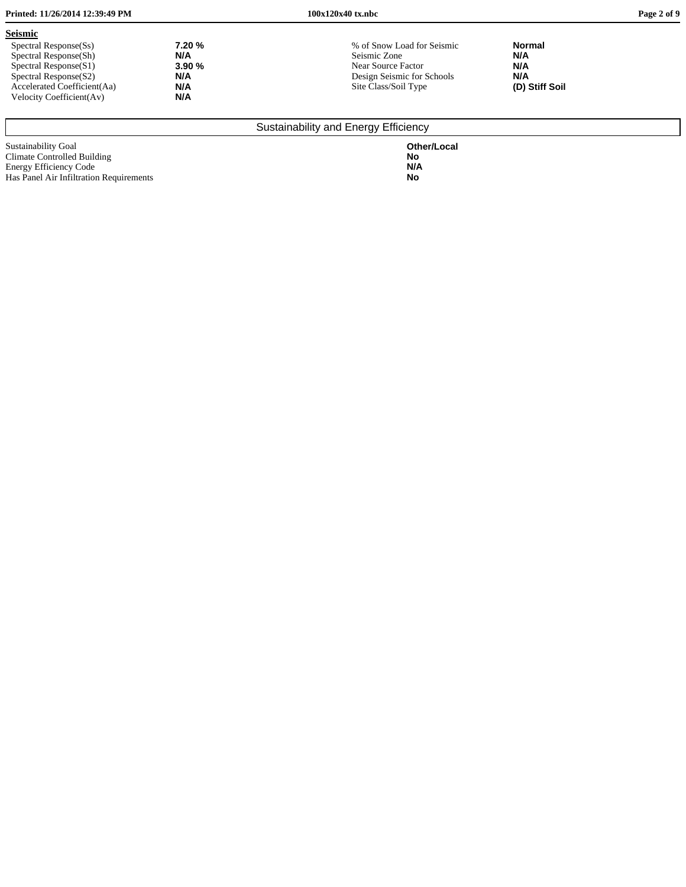## Seismic

| | | | |
|---|---|---|---|
| Spectral Response(Ss) | **7.20 %** | % of Snow Load for Seismic | **Normal** |
| Spectral Response(Sh) | **N/A** | Seismic Zone | **N/A** |
| Spectral Response(S1) | **3.90 %** | Near Source Factor | **N/A** |
| Spectral Response(S2) | **N/A** | Design Seismic for Schools | **N/A** |
| Accelerated Coefficient(Aa) | **N/A** | Site Class/Soil Type | **(D) Stiff Soil** |
| Velocity Coefficient(Av) | **N/A** | | |

## Sustainability and Energy Efficiency

| | |
|---|---|
| Sustainability Goal | **Other/Local** |
| Climate Controlled Building | **No** |
| Energy Efficiency Code | **N/A** |
| Has Panel Air Infiltration Requirements | **No** |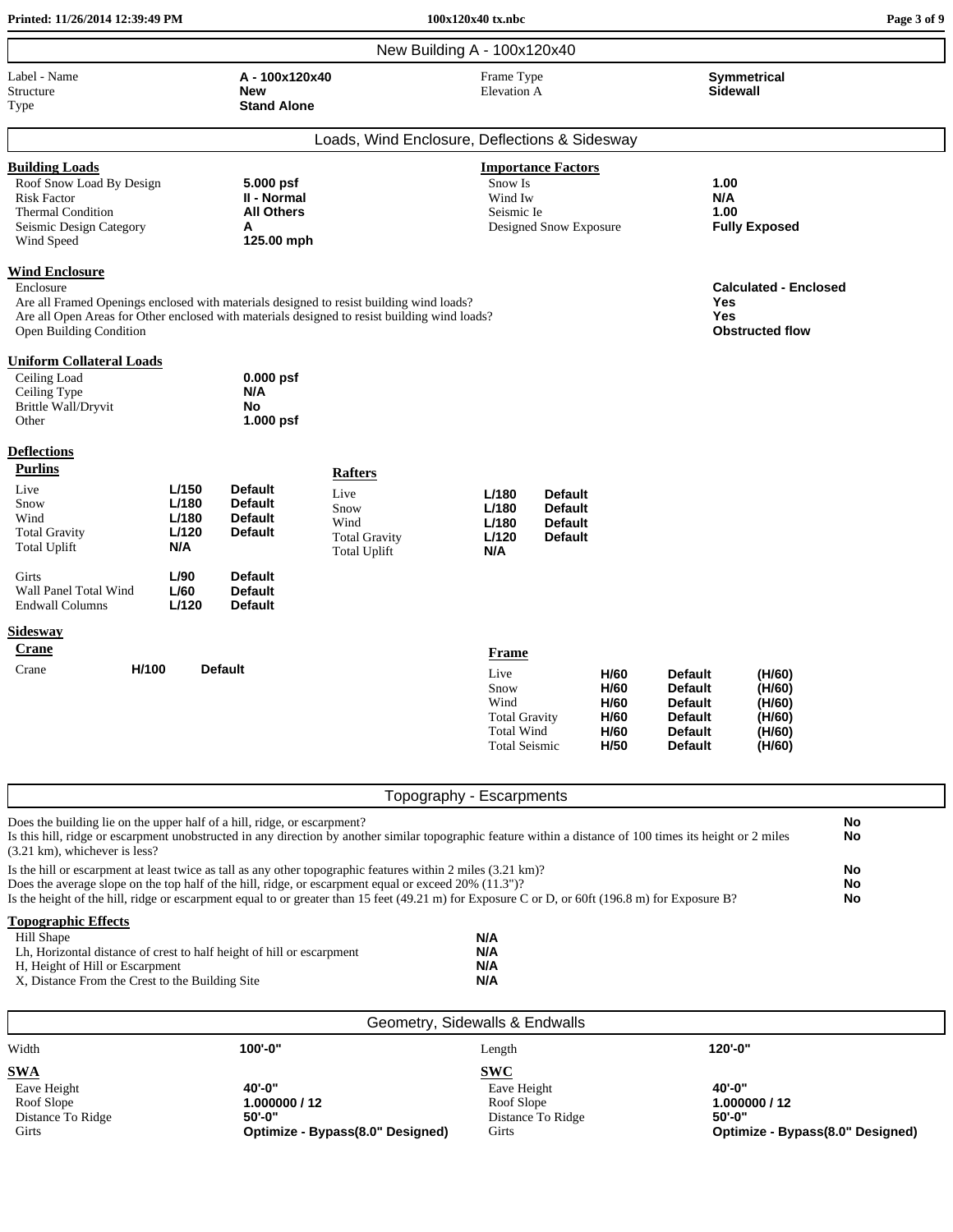## New Building A - 100x120x40

| Label - Name | A - 100x120x40 | Frame Type | Symmetrical |
|---|---|---|---|
| Structure | New | Elevation A | Sidewall |
| Type | Stand Alone | | |

## Loads, Wind Enclosure, Deflections & Sidesway

**Building Loads**

| | |
|---|---|
| Roof Snow Load By Design | 5.000 psf |
| Risk Factor | II - Normal |
| Thermal Condition | All Others |
| Seismic Design Category | A |
| Wind Speed | 125.00 mph |

**Importance Factors**

| | |
|---|---|
| Snow Is | 1.00 |
| Wind Iw | N/A |
| Seismic Ie | 1.00 |
| Designed Snow Exposure | Fully Exposed |

**Wind Enclosure**

| | |
|---|---|
| Enclosure | Calculated - Enclosed |
| Are all Framed Openings enclosed with materials designed to resist building wind loads? | Yes |
| Are all Open Areas for Other enclosed with materials designed to resist building wind loads? | Yes |
| Open Building Condition | Obstructed flow |

**Uniform Collateral Loads**

| | |
|---|---|
| Ceiling Load | 0.000 psf |
| Ceiling Type | N/A |
| Brittle Wall/Dryvit | No |
| Other | 1.000 psf |

**Deflections**

**Purlins**

| | | |
|---|---|---|
| Live | L/150 | Default |
| Snow | L/180 | Default |
| Wind | L/180 | Default |
| Total Gravity | L/120 | Default |
| Total Uplift | N/A | |
| Girts | L/90 | Default |
| Wall Panel Total Wind | L/60 | Default |
| Endwall Columns | L/120 | Default |

**Rafters**

| | | |
|---|---|---|
| Live | L/180 | Default |
| Snow | L/180 | Default |
| Wind | L/180 | Default |
| Total Gravity | L/120 | Default |
| Total Uplift | N/A | |

**Sidesway**

**Crane**

| | | |
|---|---|---|
| Crane | H/100 | Default |

**Frame**

| | | | |
|---|---|---|---|
| Live | H/60 | Default | (H/60) |
| Snow | H/60 | Default | (H/60) |
| Wind | H/60 | Default | (H/60) |
| Total Gravity | H/60 | Default | (H/60) |
| Total Wind | H/60 | Default | (H/60) |
| Total Seismic | H/50 | Default | (H/60) |

## Topography - Escarpments

| | |
|---|---|
| Does the building lie on the upper half of a hill, ridge, or escarpment? | No |
| Is this hill, ridge or escarpment unobstructed in any direction by another similar topographic feature within a distance of 100 times its height or 2 miles (3.21 km), whichever is less? | No |
| Is the hill or escarpment at least twice as tall as any other topographic features within 2 miles (3.21 km)? | No |
| Does the average slope on the top half of the hill, ridge, or escarpment equal or exceed 20% (11.3")? | No |
| Is the height of the hill, ridge or escarpment equal to or greater than 15 feet (49.21 m) for Exposure C or D, or 60ft (196.8 m) for Exposure B? | No |

**Topographic Effects**

| | |
|---|---|
| Hill Shape | N/A |
| Lh, Horizontal distance of crest to half height of hill or escarpment | N/A |
| H, Height of Hill or Escarpment | N/A |
| X, Distance From the Crest to the Building Site | N/A |

## Geometry, Sidewalls & Endwalls

| Width | 100'-0" | Length | 120'-0" |
|---|---|---|---|

**SWA**

| | |
|---|---|
| Eave Height | 40'-0" |
| Roof Slope | 1.000000 / 12 |
| Distance To Ridge | 50'-0" |
| Girts | Optimize - Bypass(8.0" Designed) |

**SWC**

| | |
|---|---|
| Eave Height | 40'-0" |
| Roof Slope | 1.000000 / 12 |
| Distance To Ridge | 50'-0" |
| Girts | Optimize - Bypass(8.0" Designed) |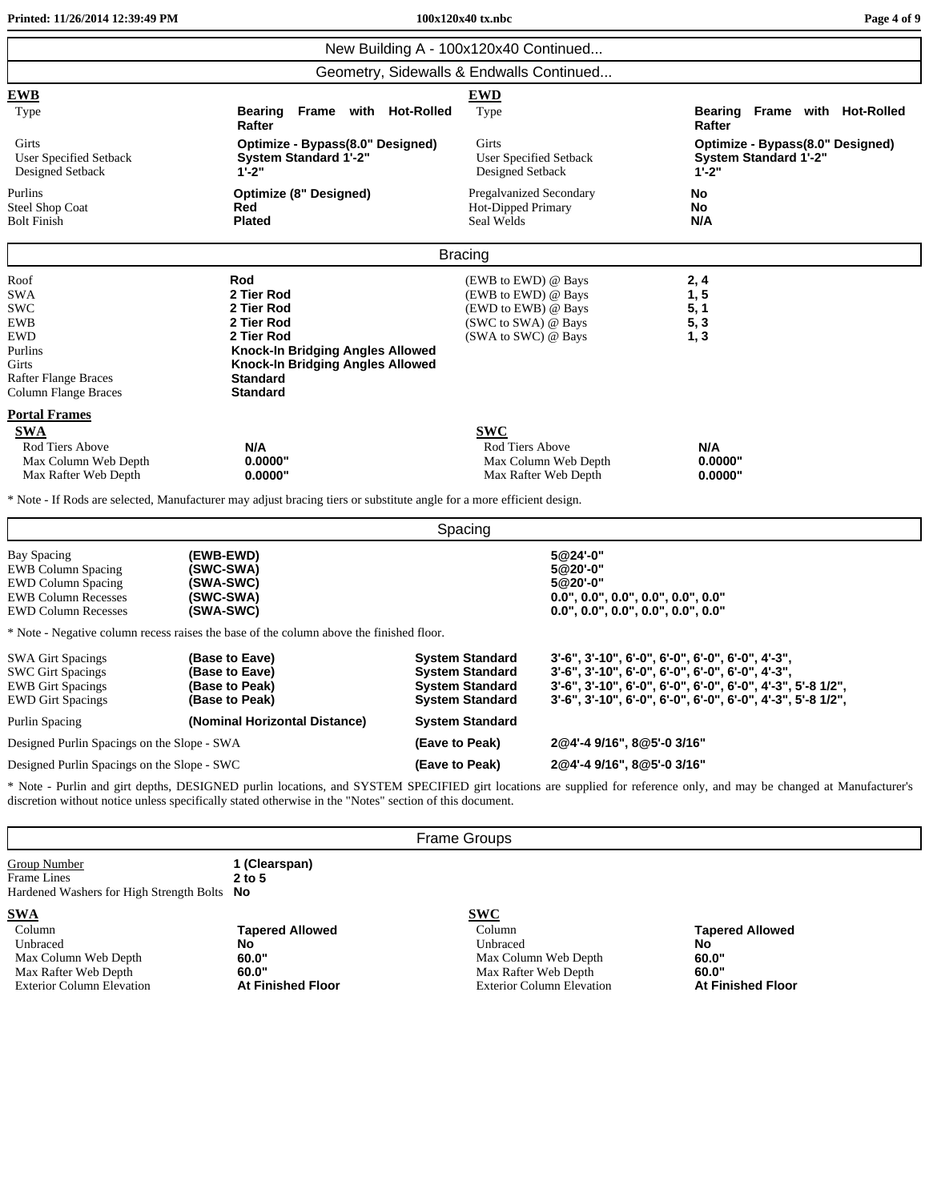# New Building A - 100x120x40 Continued...

## Geometry, Sidewalls & Endwalls Continued...

| **EWB** | | **EWD** | |
|---|---|---|---|
| Type | **Bearing Frame with Hot-Rolled Rafter** | Type | **Bearing Frame with Hot-Rolled Rafter** |
| Girts | **Optimize - Bypass(8.0" Designed)** | Girts | **Optimize - Bypass(8.0" Designed)** |
| User Specified Setback | **System Standard 1'-2"** | User Specified Setback | **System Standard 1'-2"** |
| Designed Setback | **1'-2"** | Designed Setback | **1'-2"** |

| | | | |
|---|---|---|---|
| Purlins | **Optimize (8" Designed)** | Pregalvanized Secondary | **No** |
| Steel Shop Coat | **Red** | Hot-Dipped Primary | **No** |
| Bolt Finish | **Plated** | Seal Welds | **N/A** |

## Bracing

| | | | |
|---|---|---|---|
| Roof | **Rod** | (EWB to EWD) @ Bays | **2, 4** |
| SWA | **2 Tier Rod** | (EWB to EWD) @ Bays | **1, 5** |
| SWC | **2 Tier Rod** | (EWD to EWB) @ Bays | **5, 1** |
| EWB | **2 Tier Rod** | (SWC to SWA) @ Bays | **5, 3** |
| EWD | **2 Tier Rod** | (SWA to SWC) @ Bays | **1, 3** |
| Purlins | **Knock-In Bridging Angles Allowed** | | |
| Girts | **Knock-In Bridging Angles Allowed** | | |
| Rafter Flange Braces | **Standard** | | |
| Column Flange Braces | **Standard** | | |

**Portal Frames**

| **SWA** | | **SWC** | |
|---|---|---|---|
| Rod Tiers Above | **N/A** | Rod Tiers Above | **N/A** |
| Max Column Web Depth | **0.0000"** | Max Column Web Depth | **0.0000"** |
| Max Rafter Web Depth | **0.0000"** | Max Rafter Web Depth | **0.0000"** |

* Note - If Rods are selected, Manufacturer may adjust bracing tiers or substitute angle for a more efficient design.

## Spacing

| | | |
|---|---|---|
| Bay Spacing | **(EWB-EWD)** | **5@24'-0"** |
| EWB Column Spacing | **(SWC-SWA)** | **5@20'-0"** |
| EWD Column Spacing | **(SWA-SWC)** | **5@20'-0"** |
| EWB Column Recesses | **(SWC-SWA)** | **0.0", 0.0", 0.0", 0.0", 0.0", 0.0"** |
| EWD Column Recesses | **(SWA-SWC)** | **0.0", 0.0", 0.0", 0.0", 0.0", 0.0"** |

* Note - Negative column recess raises the base of the column above the finished floor.

| | | | |
|---|---|---|---|
| SWA Girt Spacings | **(Base to Eave)** | **System Standard** | **3'-6", 3'-10", 6'-0", 6'-0", 6'-0", 6'-0", 4'-3",** |
| SWC Girt Spacings | **(Base to Eave)** | **System Standard** | **3'-6", 3'-10", 6'-0", 6'-0", 6'-0", 6'-0", 4'-3",** |
| EWB Girt Spacings | **(Base to Peak)** | **System Standard** | **3'-6", 3'-10", 6'-0", 6'-0", 6'-0", 6'-0", 4'-3", 5'-8 1/2",** |
| EWD Girt Spacings | **(Base to Peak)** | **System Standard** | **3'-6", 3'-10", 6'-0", 6'-0", 6'-0", 6'-0", 4'-3", 5'-8 1/2",** |
| Purlin Spacing | **(Nominal Horizontal Distance)** | **System Standard** | |
| Designed Purlin Spacings on the Slope - SWA | | **(Eave to Peak)** | **2@4'-4 9/16", 8@5'-0 3/16"** |
| Designed Purlin Spacings on the Slope - SWC | | **(Eave to Peak)** | **2@4'-4 9/16", 8@5'-0 3/16"** |

* Note - Purlin and girt depths, DESIGNED purlin locations, and SYSTEM SPECIFIED girt locations are supplied for reference only, and may be changed at Manufacturer's discretion without notice unless specifically stated otherwise in the "Notes" section of this document.

## Frame Groups

| | |
|---|---|
| Group Number | **1 (Clearspan)** |
| Frame Lines | **2 to 5** |
| Hardened Washers for High Strength Bolts | **No** |

| **SWA** | | **SWC** | |
|---|---|---|---|
| Column | **Tapered Allowed** | Column | **Tapered Allowed** |
| Unbraced | **No** | Unbraced | **No** |
| Max Column Web Depth | **60.0"** | Max Column Web Depth | **60.0"** |
| Max Rafter Web Depth | **60.0"** | Max Rafter Web Depth | **60.0"** |
| Exterior Column Elevation | **At Finished Floor** | Exterior Column Elevation | **At Finished Floor** |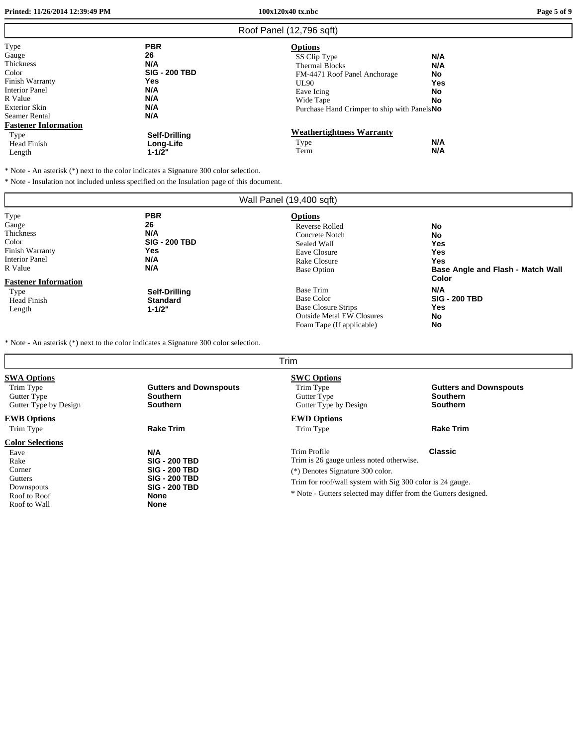## Roof Panel (12,796 sqft)

| | |
|---|---|
| Type | **PBR** |
| Gauge | **26** |
| Thickness | **N/A** |
| Color | **SIG - 200 TBD** |
| Finish Warranty | **Yes** |
| Interior Panel | **N/A** |
| R Value | **N/A** |
| Exterior Skin | **N/A** |
| Seamer Rental | **N/A** |

**Fastener Information**

| | |
|---|---|
| Type | **Self-Drilling** |
| Head Finish | **Long-Life** |
| Length | **1-1/2"** |

**Options**

| | |
|---|---|
| SS Clip Type | **N/A** |
| Thermal Blocks | **N/A** |
| FM-4471 Roof Panel Anchorage | **No** |
| UL90 | **Yes** |
| Eave Icing | **No** |
| Wide Tape | **No** |
| Purchase Hand Crimper to ship with Panels | **No** |

**Weathertightness Warranty**

| | |
|---|---|
| Type | **N/A** |
| Term | **N/A** |

* Note - An asterisk (*) next to the color indicates a Signature 300 color selection.

* Note - Insulation not included unless specified on the Insulation page of this document.

## Wall Panel (19,400 sqft)

| | |
|---|---|
| Type | **PBR** |
| Gauge | **26** |
| Thickness | **N/A** |
| Color | **SIG - 200 TBD** |
| Finish Warranty | **Yes** |
| Interior Panel | **N/A** |
| R Value | **N/A** |

**Fastener Information**

| | |
|---|---|
| Type | **Self-Drilling** |
| Head Finish | **Standard** |
| Length | **1-1/2"** |

**Options**

| | |
|---|---|
| Reverse Rolled | **No** |
| Concrete Notch | **No** |
| Sealed Wall | **Yes** |
| Eave Closure | **Yes** |
| Rake Closure | **Yes** |
| Base Option | **Base Angle and Flash - Match Wall Color** |
| Base Trim | **N/A** |
| Base Color | **SIG - 200 TBD** |
| Base Closure Strips | **Yes** |
| Outside Metal EW Closures | **No** |
| Foam Tape (If applicable) | **No** |

* Note - An asterisk (*) next to the color indicates a Signature 300 color selection.

## Trim

**SWA Options**

| | |
|---|---|
| Trim Type | **Gutters and Downspouts** |
| Gutter Type | **Southern** |
| Gutter Type by Design | **Southern** |

**SWC Options**

| | |
|---|---|
| Trim Type | **Gutters and Downspouts** |
| Gutter Type | **Southern** |
| Gutter Type by Design | **Southern** |

**EWB Options**

| | |
|---|---|
| Trim Type | **Rake Trim** |

**EWD Options**

| | |
|---|---|
| Trim Type | **Rake Trim** |

**Color Selections**

| | |
|---|---|
| Eave | **N/A** |
| Rake | **SIG - 200 TBD** |
| Corner | **SIG - 200 TBD** |
| Gutters | **SIG - 200 TBD** |
| Downspouts | **SIG - 200 TBD** |
| Roof to Roof | **None** |
| Roof to Wall | **None** |

Trim Profile **Classic**

Trim is 26 gauge unless noted otherwise.

(*) Denotes Signature 300 color.

Trim for roof/wall system with Sig 300 color is 24 gauge.

* Note - Gutters selected may differ from the Gutters designed.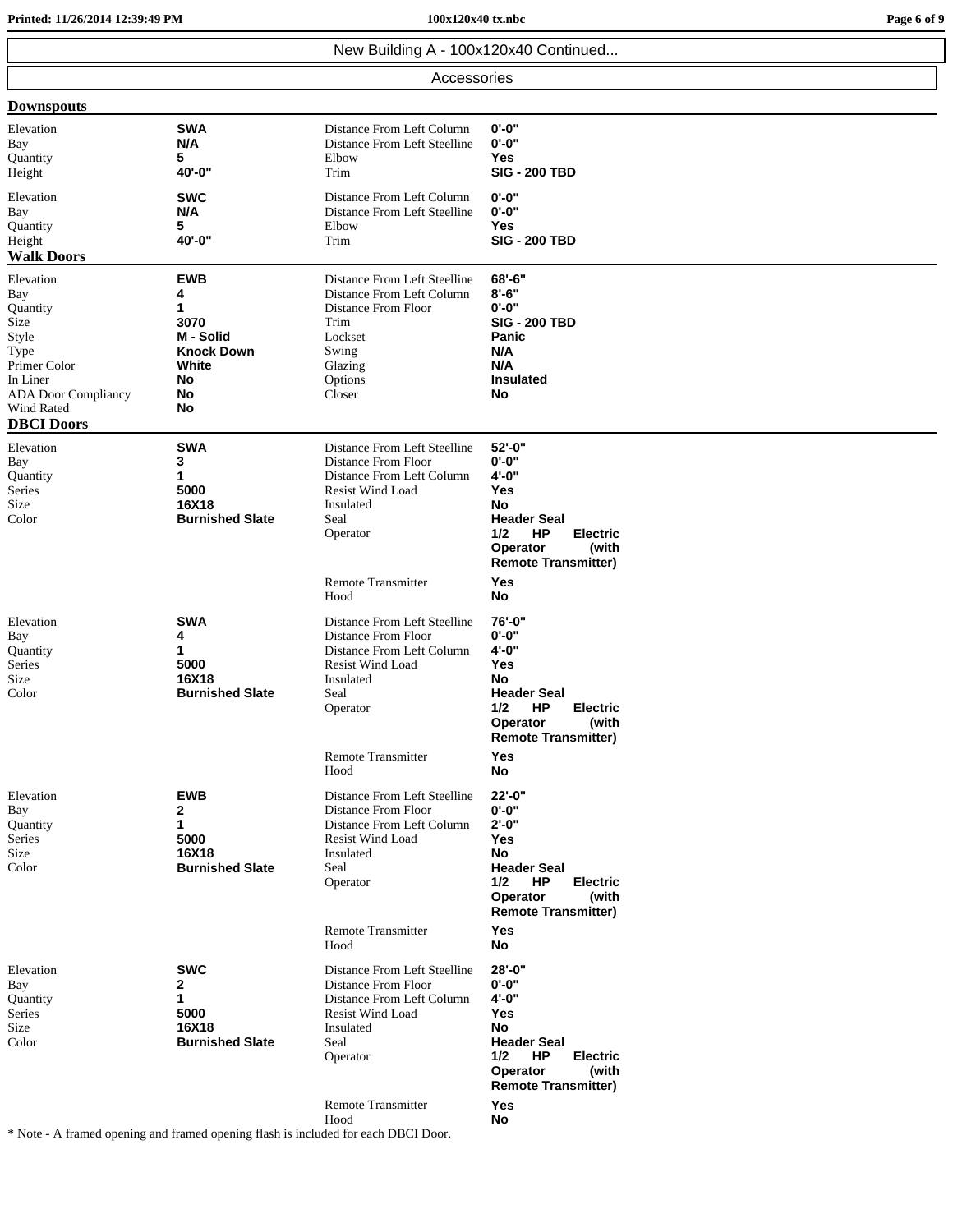## New Building A - 100x120x40 Continued...

### Accessories

#### Downspouts

| | | | |
|---|---|---|---|
| Elevation | **SWA** | Distance From Left Column | **0'-0"** |
| Bay | **N/A** | Distance From Left Steelline | **0'-0"** |
| Quantity | **5** | Elbow | **Yes** |
| Height | **40'-0"** | Trim | **SIG - 200 TBD** |

| | | | |
|---|---|---|---|
| Elevation | **SWC** | Distance From Left Column | **0'-0"** |
| Bay | **N/A** | Distance From Left Steelline | **0'-0"** |
| Quantity | **5** | Elbow | **Yes** |
| Height | **40'-0"** | Trim | **SIG - 200 TBD** |

#### Walk Doors

| | | | |
|---|---|---|---|
| Elevation | **EWB** | Distance From Left Steelline | **68'-6"** |
| Bay | **4** | Distance From Left Column | **8'-6"** |
| Quantity | **1** | Distance From Floor | **0'-0"** |
| Size | **3070** | Trim | **SIG - 200 TBD** |
| Style | **M - Solid** | Lockset | **Panic** |
| Type | **Knock Down** | Swing | **N/A** |
| Primer Color | **White** | Glazing | **N/A** |
| In Liner | **No** | Options | **Insulated** |
| ADA Door Compliancy | **No** | Closer | **No** |
| Wind Rated | **No** | | |

#### DBCI Doors

| | | | |
|---|---|---|---|
| Elevation | **SWA** | Distance From Left Steelline | **52'-0"** |
| Bay | **3** | Distance From Floor | **0'-0"** |
| Quantity | **1** | Distance From Left Column | **4'-0"** |
| Series | **5000** | Resist Wind Load | **Yes** |
| Size | **16X18** | Insulated | **No** |
| Color | **Burnished Slate** | Seal | **Header Seal** |
| | | Operator | **1/2 HP Electric Operator (with Remote Transmitter)** |
| | | Remote Transmitter | **Yes** |
| | | Hood | **No** |

| | | | |
|---|---|---|---|
| Elevation | **SWA** | Distance From Left Steelline | **76'-0"** |
| Bay | **4** | Distance From Floor | **0'-0"** |
| Quantity | **1** | Distance From Left Column | **4'-0"** |
| Series | **5000** | Resist Wind Load | **Yes** |
| Size | **16X18** | Insulated | **No** |
| Color | **Burnished Slate** | Seal | **Header Seal** |
| | | Operator | **1/2 HP Electric Operator (with Remote Transmitter)** |
| | | Remote Transmitter | **Yes** |
| | | Hood | **No** |

| | | | |
|---|---|---|---|
| Elevation | **EWB** | Distance From Left Steelline | **22'-0"** |
| Bay | **2** | Distance From Floor | **0'-0"** |
| Quantity | **1** | Distance From Left Column | **2'-0"** |
| Series | **5000** | Resist Wind Load | **Yes** |
| Size | **16X18** | Insulated | **No** |
| Color | **Burnished Slate** | Seal | **Header Seal** |
| | | Operator | **1/2 HP Electric Operator (with Remote Transmitter)** |
| | | Remote Transmitter | **Yes** |
| | | Hood | **No** |

| | | | |
|---|---|---|---|
| Elevation | **SWC** | Distance From Left Steelline | **28'-0"** |
| Bay | **2** | Distance From Floor | **0'-0"** |
| Quantity | **1** | Distance From Left Column | **4'-0"** |
| Series | **5000** | Resist Wind Load | **Yes** |
| Size | **16X18** | Insulated | **No** |
| Color | **Burnished Slate** | Seal | **Header Seal** |
| | | Operator | **1/2 HP Electric Operator (with Remote Transmitter)** |
| | | Remote Transmitter | **Yes** |
| | | Hood | **No** |

* Note - A framed opening and framed opening flash is included for each DBCI Door.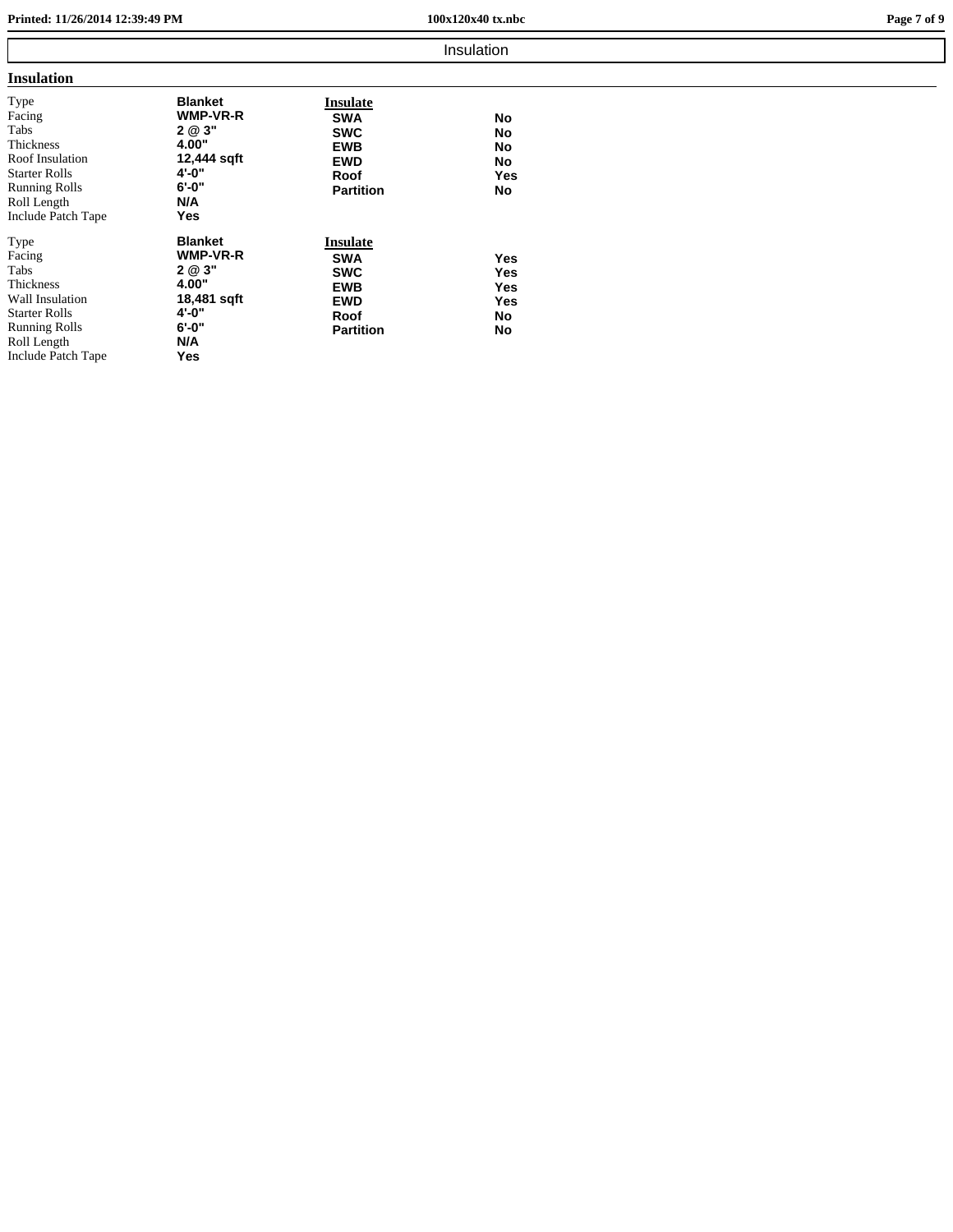# Insulation

## Insulation

| Type | Blanket | **Insulate** | |
|---|---|---|---|
| Facing | **WMP-VR-R** | **SWA** | **No** |
| Tabs | **2 @ 3"** | **SWC** | **No** |
| Thickness | **4.00"** | **EWB** | **No** |
| Roof Insulation | **12,444 sqft** | **EWD** | **No** |
| Starter Rolls | **4'-0"** | **Roof** | **Yes** |
| Running Rolls | **6'-0"** | **Partition** | **No** |
| Roll Length | **N/A** | | |
| Include Patch Tape | **Yes** | | |

| Type | Blanket | **Insulate** | |
|---|---|---|---|
| Facing | **WMP-VR-R** | **SWA** | **Yes** |
| Tabs | **2 @ 3"** | **SWC** | **Yes** |
| Thickness | **4.00"** | **EWB** | **Yes** |
| Wall Insulation | **18,481 sqft** | **EWD** | **Yes** |
| Starter Rolls | **4'-0"** | **Roof** | **No** |
| Running Rolls | **6'-0"** | **Partition** | **No** |
| Roll Length | **N/A** | | |
| Include Patch Tape | **Yes** | | |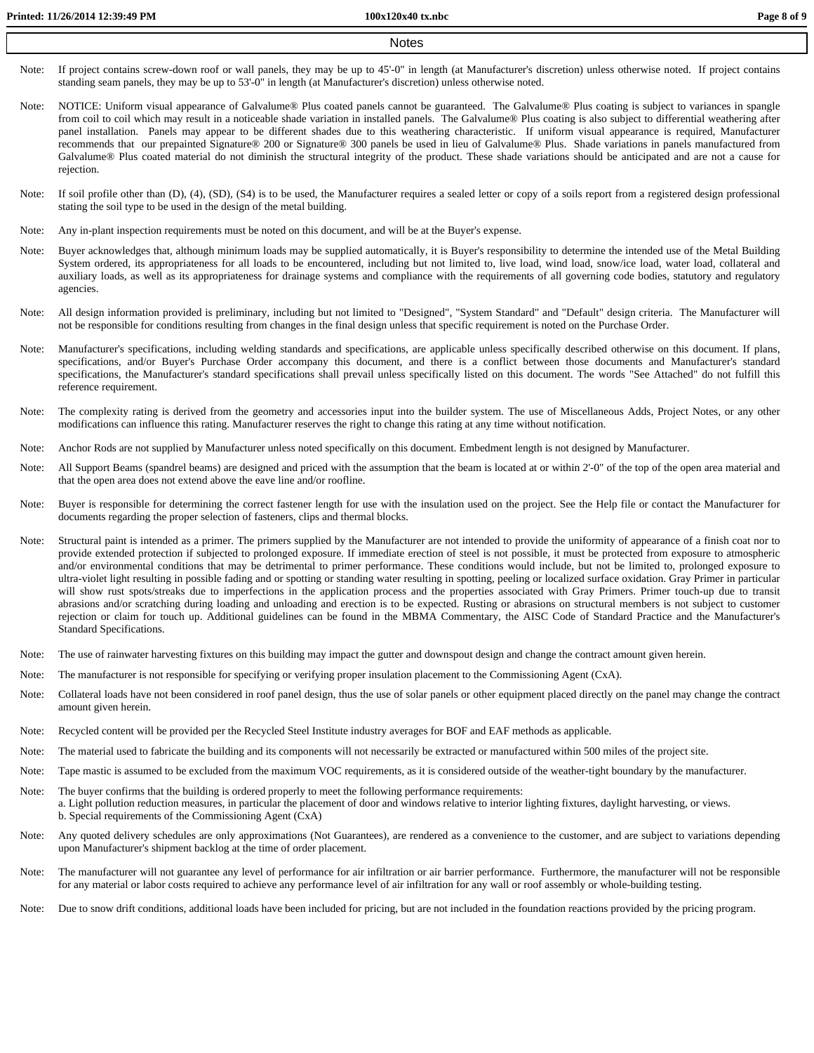## Notes

Note: If project contains screw-down roof or wall panels, they may be up to 45'-0" in length (at Manufacturer's discretion) unless otherwise noted. If project contains standing seam panels, they may be up to 53'-0" in length (at Manufacturer's discretion) unless otherwise noted.

Note: NOTICE: Uniform visual appearance of Galvalume® Plus coated panels cannot be guaranteed. The Galvalume® Plus coating is subject to variances in spangle from coil to coil which may result in a noticeable shade variation in installed panels. The Galvalume® Plus coating is also subject to differential weathering after panel installation. Panels may appear to be different shades due to this weathering characteristic. If uniform visual appearance is required, Manufacturer recommends that our prepainted Signature® 200 or Signature® 300 panels be used in lieu of Galvalume® Plus. Shade variations in panels manufactured from Galvalume® Plus coated material do not diminish the structural integrity of the product. These shade variations should be anticipated and are not a cause for rejection.

Note: If soil profile other than (D), (4), (SD), (S4) is to be used, the Manufacturer requires a sealed letter or copy of a soils report from a registered design professional stating the soil type to be used in the design of the metal building.

Note: Any in-plant inspection requirements must be noted on this document, and will be at the Buyer's expense.

Note: Buyer acknowledges that, although minimum loads may be supplied automatically, it is Buyer's responsibility to determine the intended use of the Metal Building System ordered, its appropriateness for all loads to be encountered, including but not limited to, live load, wind load, snow/ice load, water load, collateral and auxiliary loads, as well as its appropriateness for drainage systems and compliance with the requirements of all governing code bodies, statutory and regulatory agencies.

Note: All design information provided is preliminary, including but not limited to "Designed", "System Standard" and "Default" design criteria. The Manufacturer will not be responsible for conditions resulting from changes in the final design unless that specific requirement is noted on the Purchase Order.

Note: Manufacturer's specifications, including welding standards and specifications, are applicable unless specifically described otherwise on this document. If plans, specifications, and/or Buyer's Purchase Order accompany this document, and there is a conflict between those documents and Manufacturer's standard specifications, the Manufacturer's standard specifications shall prevail unless specifically listed on this document. The words "See Attached" do not fulfill this reference requirement.

Note: The complexity rating is derived from the geometry and accessories input into the builder system. The use of Miscellaneous Adds, Project Notes, or any other modifications can influence this rating. Manufacturer reserves the right to change this rating at any time without notification.

Note: Anchor Rods are not supplied by Manufacturer unless noted specifically on this document. Embedment length is not designed by Manufacturer.

Note: All Support Beams (spandrel beams) are designed and priced with the assumption that the beam is located at or within 2'-0" of the top of the open area material and that the open area does not extend above the eave line and/or roofline.

Note: Buyer is responsible for determining the correct fastener length for use with the insulation used on the project. See the Help file or contact the Manufacturer for documents regarding the proper selection of fasteners, clips and thermal blocks.

Note: Structural paint is intended as a primer. The primers supplied by the Manufacturer are not intended to provide the uniformity of appearance of a finish coat nor to provide extended protection if subjected to prolonged exposure. If immediate erection of steel is not possible, it must be protected from exposure to atmospheric and/or environmental conditions that may be detrimental to primer performance. These conditions would include, but not be limited to, prolonged exposure to ultra-violet light resulting in possible fading and or spotting or standing water resulting in spotting, peeling or localized surface oxidation. Gray Primer in particular will show rust spots/streaks due to imperfections in the application process and the properties associated with Gray Primers. Primer touch-up due to transit abrasions and/or scratching during loading and unloading and erection is to be expected. Rusting or abrasions on structural members is not subject to customer rejection or claim for touch up. Additional guidelines can be found in the MBMA Commentary, the AISC Code of Standard Practice and the Manufacturer's Standard Specifications.

Note: The use of rainwater harvesting fixtures on this building may impact the gutter and downspout design and change the contract amount given herein.

Note: The manufacturer is not responsible for specifying or verifying proper insulation placement to the Commissioning Agent (CxA).

Note: Collateral loads have not been considered in roof panel design, thus the use of solar panels or other equipment placed directly on the panel may change the contract amount given herein.

Note: Recycled content will be provided per the Recycled Steel Institute industry averages for BOF and EAF methods as applicable.

Note: The material used to fabricate the building and its components will not necessarily be extracted or manufactured within 500 miles of the project site.

Note: Tape mastic is assumed to be excluded from the maximum VOC requirements, as it is considered outside of the weather-tight boundary by the manufacturer.

Note: The buyer confirms that the building is ordered properly to meet the following performance requirements:
a. Light pollution reduction measures, in particular the placement of door and windows relative to interior lighting fixtures, daylight harvesting, or views.
b. Special requirements of the Commissioning Agent (CxA)

Note: Any quoted delivery schedules are only approximations (Not Guarantees), are rendered as a convenience to the customer, and are subject to variations depending upon Manufacturer's shipment backlog at the time of order placement.

Note: The manufacturer will not guarantee any level of performance for air infiltration or air barrier performance. Furthermore, the manufacturer will not be responsible for any material or labor costs required to achieve any performance level of air infiltration for any wall or roof assembly or whole-building testing.

Note: Due to snow drift conditions, additional loads have been included for pricing, but are not included in the foundation reactions provided by the pricing program.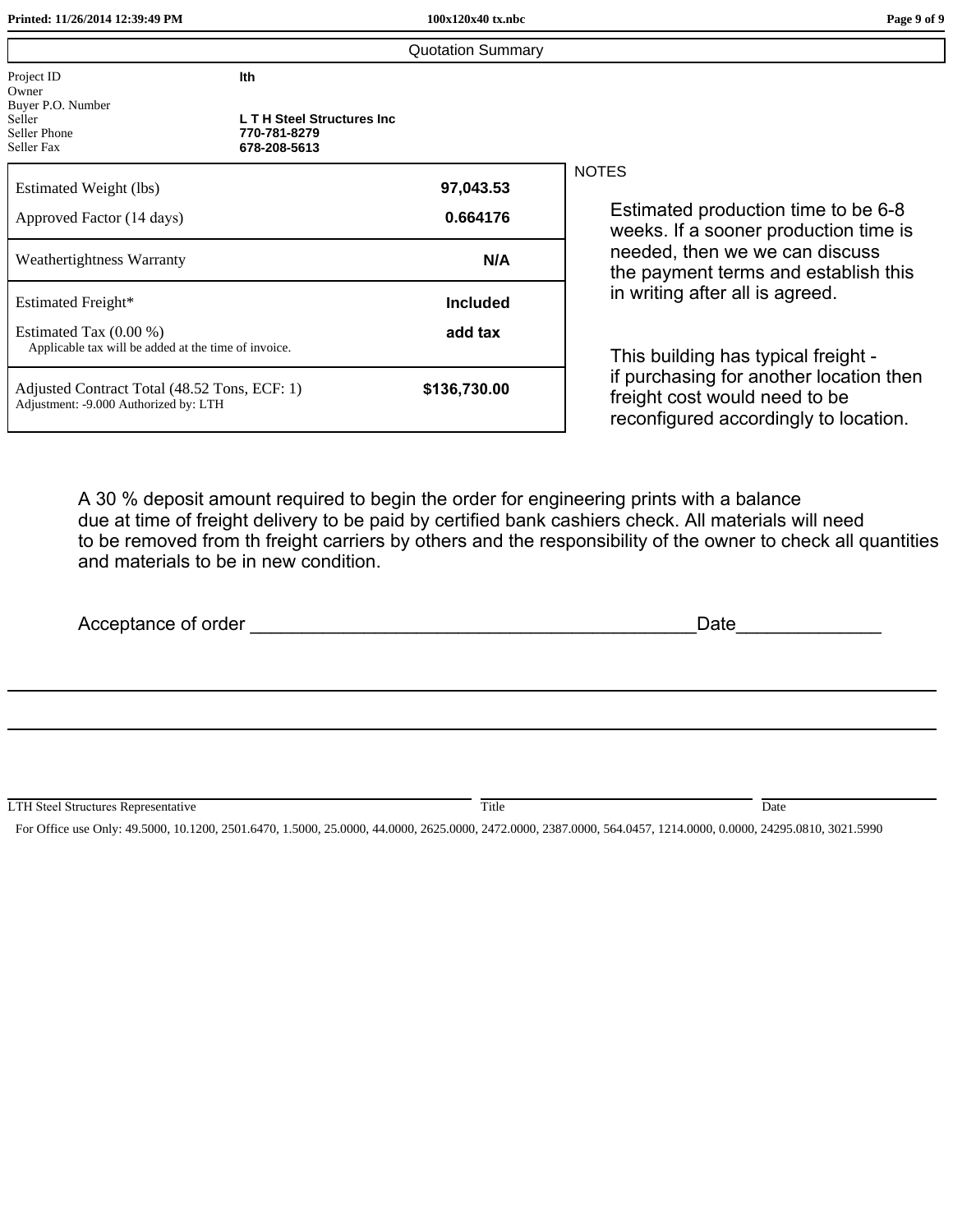## Quotation Summary

| | |
|---|---|
| Project ID | **lth** |
| Owner | |
| Buyer P.O. Number | |
| Seller | **L T H Steel Structures Inc** |
| Seller Phone | **770-781-8279** |
| Seller Fax | **678-208-5613** |

| | |
|---|---|
| Estimated Weight (lbs) | **97,043.53** |
| Approved Factor (14 days) | **0.664176** |
| Weathertightness Warranty | **N/A** |
| Estimated Freight* | **Included** |
| Estimated Tax (0.00 %)<br>Applicable tax will be added at the time of invoice. | **add tax** |
| Adjusted Contract Total (48.52 Tons, ECF: 1)<br>Adjustment: -9.000 Authorized by: LTH | **$136,730.00** |

NOTES

Estimated production time to be 6-8 weeks. If a sooner production time is needed, then we we can discuss the payment terms and establish this in writing after all is agreed.

This building has typical freight - if purchasing for another location then freight cost would need to be reconfigured accordingly to location.

A 30 % deposit amount required to begin the order for engineering prints with a balance due at time of freight delivery to be paid by certified bank cashiers check. All materials will need to be removed from th freight carriers by others and the responsibility of the owner to check all quantities and materials to be in new condition.

Acceptance of order ___________________________________________Date______________

LTH Steel Structures Representative ______________________ Title ______________________ Date ______________________

For Office use Only: 49.5000, 10.1200, 2501.6470, 1.5000, 25.0000, 44.0000, 2625.0000, 2472.0000, 2387.0000, 564.0457, 1214.0000, 0.0000, 24295.0810, 3021.5990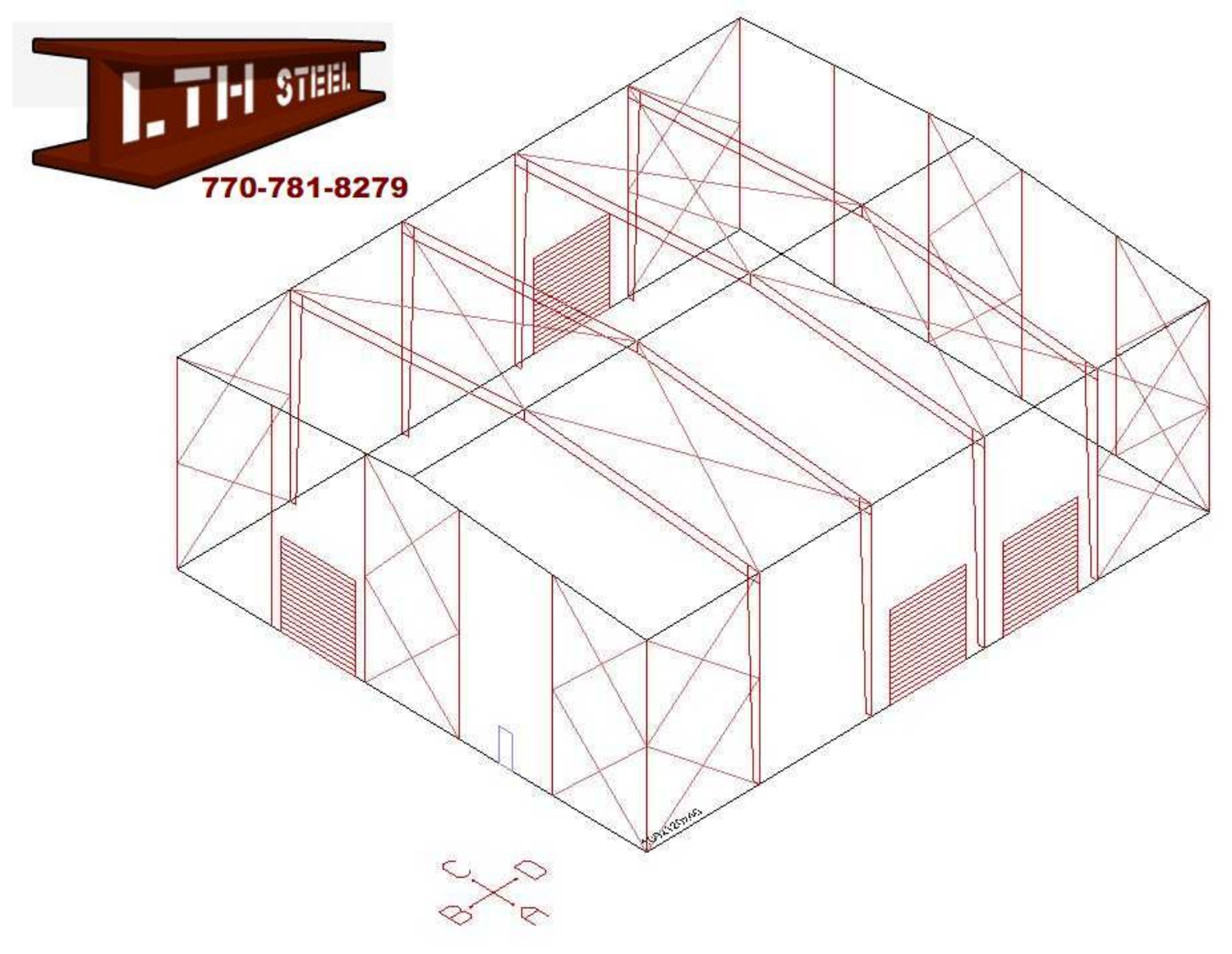I.TH STEEL

770-781-8279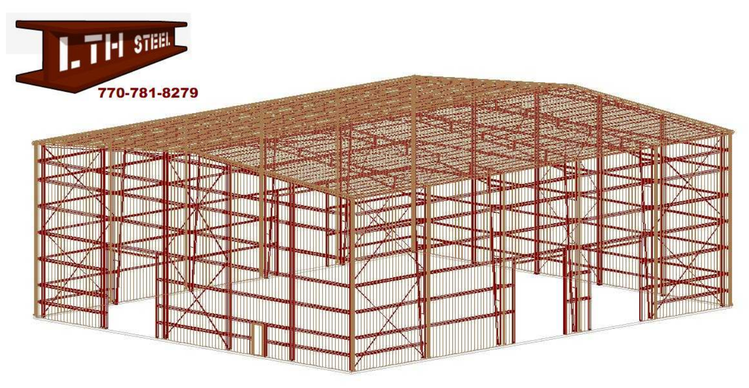LTH STEEL

770-781-8279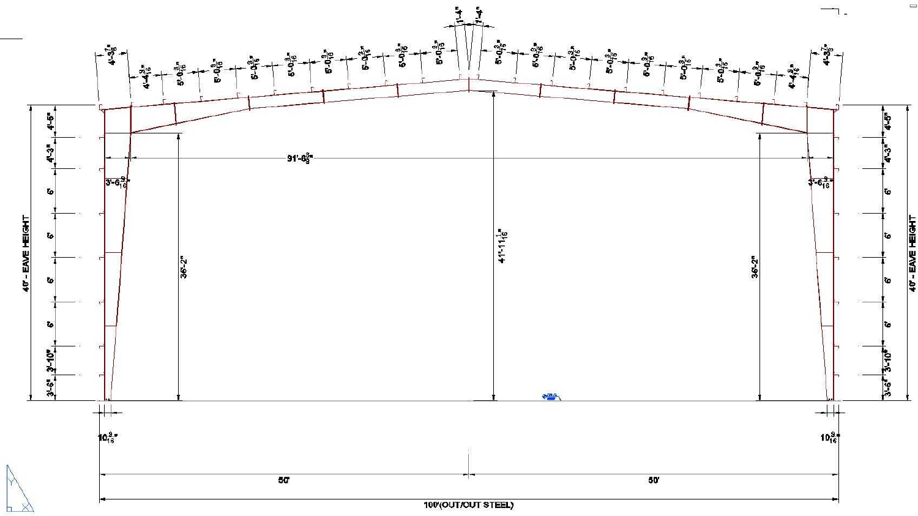4'-3 7/8"
4'-4 9/16"
5'-0 3/16"
5'-0 3/16"
5'-0 3/16"
5'-0 3/16"
5'-0 3/16"
5'-0 3/16"
5'-0 3/16"
5'-0 3/16"
1'-4"
1'-4"
5'-0 3/16"
5'-0 3/16"
5'-0 3/16"
5'-0 3/16"
5'-0 3/16"
5'-0 3/16"
5'-0 3/16"
5'-0 3/16"
4'-4 9/16"
4'-3 7/8"

40' - EAVE HEIGHT

4'-5"
4'-3"
6'
6'
6'
6'
3'-10"
3'-6"

91'-8 3/8"

3'-6 9/16"

36'-2"

41'-11 1/16"

10 9/16"

50'

50'

100'(OUT/OUT STEEL)